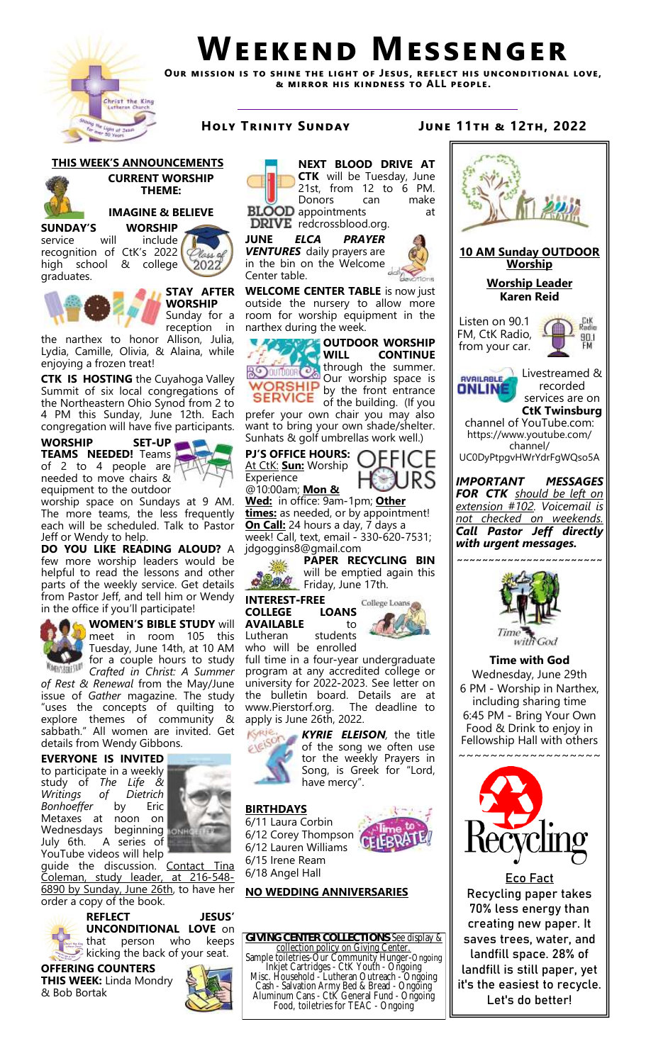# Weekend Messenger

**Our mission is to shine the light of Jesus, reflect his unconditional love, & mirror his kindness to ALL people.**

## Holy Trinity Sunday — June 11th & 12th, 2022

### THIS WEEK'S ANNOUNCEMENTS

**CURRENT WORSHIP THEME:**

**IMAGINE & BELIEVE**

**SUNDAY'S WORSHIP** service will include recognition of CtK's 2022 high school & college graduates.

**STAY AFTER WORSHIP** Sunday for a reception in the narthex to honor Allison, Julia, Lydia, Camille, Olivia, & Alaina, while enjoying a frozen treat!

**CTK IS HOSTING** the Cuyahoga Valley Summit of six local congregations of the Northeastern Ohio Synod from 2 to 4 PM this Sunday, June 12th. Each congregation will have five participants.

**WORSHIP SET-UP TEAMS NEEDED!** Teams of 2 to 4 people are needed to move chairs & equipment to the outdoor worship space on Sundays at 9 AM. The more teams, the less frequently each will be scheduled. Talk to Pastor Jeff or Wendy to help.

**DO YOU LIKE READING ALOUD?** A few more worship leaders would be helpful to read the lessons and other parts of the weekly service. Get details from Pastor Jeff, and tell him or Wendy in the office if you'll participate!

**WOMEN'S BIBLE STUDY** will meet in room 105 this Tuesday, June 14th, at 10 AM for a couple hours to study *Crafted in Christ: A Summer of Rest & Renewal* from the May/June issue of *Gather* magazine. The study "uses the concepts of quilting to explore themes of community & sabbath." All women are invited. Get details from Wendy Gibbons.

**EVERYONE IS INVITED** to participate in a weekly study of *The Life & Writings of Dietrich Bonhoeffer* by Eric Metaxes at noon on Wednesdays beginning July 6th. A series of YouTube videos will help guide the discussion. Contact Tina Coleman, study leader, at 216-548-6890 by Sunday, June 26th, to have her order a copy of the book.

**REFLECT JESUS' UNCONDITIONAL LOVE** on that person who keeps kicking the back of your seat.

**OFFERING COUNTERS THIS WEEK:** Linda Mondry & Bob Bortak

**NEXT BLOOD DRIVE AT CTK** will be Tuesday, June 21st, from 12 to 6 PM. Donors can make appointments at redcrossblood.org.

**JUNE *ELCA PRAYER VENTURES*** daily prayers are in the bin on the Welcome Center table.

**WELCOME CENTER TABLE** is now just outside the nursery to allow more room for worship equipment in the narthex during the week.

**OUTDOOR WORSHIP WILL CONTINUE** through the summer. Our worship space is by the front entrance of the building. (If you prefer your own chair you may also want to bring your own shade/shelter. Sunhats & golf umbrellas work well.)

**PJ'S OFFICE HOURS:** At CtK: **Sun:** Worship Experience @10:00am; **Mon & Wed:** in office: 9am-1pm; **Other times:** as needed, or by appointment! **On Call:** 24 hours a day, 7 days a week! Call, text, email - 330-620-7531; jdgoggins8@gmail.com

**PAPER RECYCLING BIN** will be emptied again this Friday, June 17th.

**INTEREST-FREE COLLEGE LOANS AVAILABLE** to Lutheran students who will be enrolled full time in a four-year undergraduate program at any accredited college or university for 2022-2023. See letter on the bulletin board. Details are at www.Pierstorf.org. The deadline to apply is June 26th, 2022.

***KYRIE ELEISON***, the title of the song we often use tor the weekly Prayers in Song, is Greek for "Lord, have mercy".

**BIRTHDAYS**

6/11 Laura Corbin
6/12 Corey Thompson
6/12 Lauren Williams
6/15 Irene Ream
6/18 Angel Hall

**NO WEDDING ANNIVERSARIES**

**GIVING CENTER COLLECTIONS** See display & collection policy on Giving Center.
Sample toiletries-Our Community Hunger-Ongoing
Inkjet Cartridges - CtK Youth - Ongoing
Misc. Household - Lutheran Outreach - Ongoing
Cash - Salvation Army Bed & Bread - Ongoing
Aluminum Cans - CtK General Fund - Ongoing
Food, toiletries for TEAC - Ongoing

**10 AM Sunday OUTDOOR Worship**

**Worship Leader**
**Karen Reid**

Listen on 90.1 FM, CtK Radio, from your car.

Livestreamed & recorded services are on **CtK Twinsburg** channel of YouTube.com: https://www.youtube.com/channel/UC0DyPtpgvHWrYdrFgWQso5A

***IMPORTANT MESSAGES FOR CTK** should be left on extension #102. Voicemail is not checked on weekends. **Call Pastor Jeff directly with urgent messages.***

**Time with God**
Wednesday, June 29th
6 PM - Worship in Narthex, including sharing time
6:45 PM - Bring Your Own Food & Drink to enjoy in Fellowship Hall with others

**Eco Fact**
Recycling paper takes 70% less energy than creating new paper. It saves trees, water, and landfill space. 28% of landfill is still paper, yet it's the easiest to recycle. Let's do better!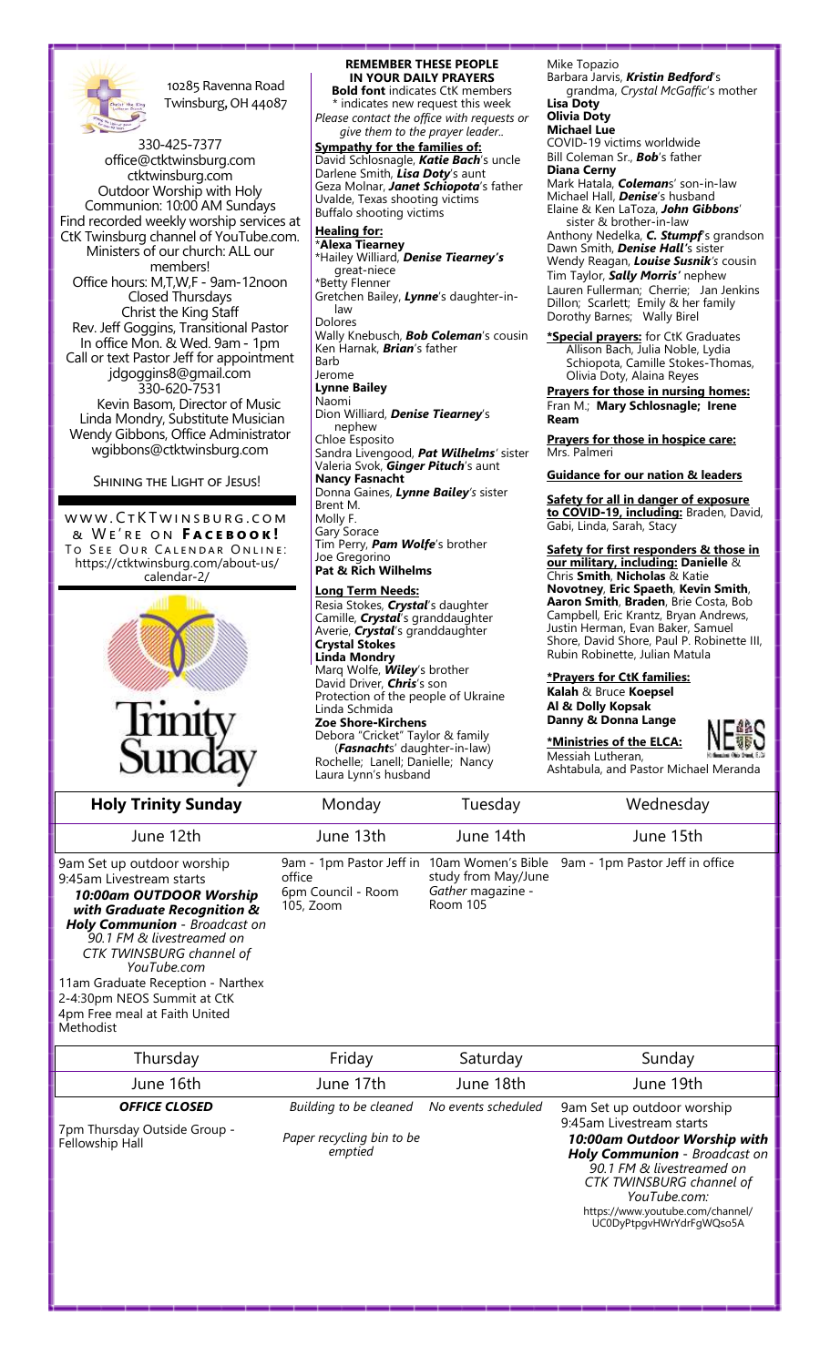10285 Ravenna Road
Twinsburg, OH 44087

330-425-7377
office@ctktwinsburg.com
ctktwinsburg.com
Outdoor Worship with Holy Communion: 10:00 AM Sundays
Find recorded weekly worship services at CtK Twinsburg channel of YouTube.com.
Ministers of our church: ALL our members!
Office hours: M,T,W,F - 9am-12noon
Closed Thursdays
Christ the King Staff
Rev. Jeff Goggins, Transitional Pastor
In office Mon. & Wed. 9am - 1pm
Call or text Pastor Jeff for appointment
jdgoggins8@gmail.com
330-620-7531
Kevin Basom, Director of Music
Linda Mondry, Substitute Musician
Wendy Gibbons, Office Administrator
wgibbons@ctktwinsburg.com

SHINING THE LIGHT OF JESUS!

WWW.CTKTWINSBURG.COM & WE'RE ON **FACEBOOK!**
TO SEE OUR CALENDAR ONLINE:
https://ctktwinsburg.com/about-us/calendar-2/

Trinity Sunday

## REMEMBER THESE PEOPLE IN YOUR DAILY PRAYERS

**Bold font** indicates CtK members
* indicates new request this week
*Please contact the office with requests or give them to the prayer leader..*

**Sympathy for the families of:**
David Schlosnagle, ***Katie Bach***'s uncle
Darlene Smith, ***Lisa Doty***'s aunt
Geza Molnar, ***Janet Schiopota***'s father
Uvalde, Texas shooting victims
Buffalo shooting victims

**Healing for:**
***Alexa Tiearney**
*Hailey Williard, ***Denise Tiearney's*** great-niece
*Betty Flenner
Gretchen Bailey, ***Lynne***'s daughter-in-law
Dolores
Wally Knebusch, ***Bob Coleman***'s cousin
Ken Harnak, ***Brian***'s father
Barb
Jerome
**Lynne Bailey**
Naomi
Dion Williard, ***Denise Tiearney***'s nephew
Chloe Esposito
Sandra Livengood, ***Pat Wilhelms'*** sister
Valeria Svok, ***Ginger Pituch***'s aunt
**Nancy Fasnacht**
Donna Gaines, ***Lynne Bailey's*** sister
Brent M.
Molly F.
Gary Sorace
Tim Perry, ***Pam Wolfe***'s brother
Joe Gregorino
**Pat & Rich Wilhelms**

**Long Term Needs:**
Resia Stokes, ***Crystal***'s daughter
Camille, ***Crystal***'s granddaughter
Averie, ***Crystal***'s granddaughter
**Crystal Stokes**
**Linda Mondry**
Marq Wolfe, ***Wiley***'s brother
David Driver, ***Chris***'s son
Protection of the people of Ukraine
Linda Schmida
**Zoe Shore-Kirchens**
Debora "Cricket" Taylor & family (***Fasnacht***s' daughter-in-law)
Rochelle; Lanell; Danielle; Nancy
Laura Lynn's husband
Mike Topazio
Barbara Jarvis, ***Kristin Bedford***'s grandma, ***Crystal McGaffic***'s mother
**Lisa Doty**
**Olivia Doty**
**Michael Lue**
COVID-19 victims worldwide
Bill Coleman Sr., ***Bob***'s father
**Diana Cerny**
Mark Hatala, ***Coleman***s' son-in-law
Michael Hall, ***Denise***'s husband
Elaine & Ken LaToza, ***John Gibbons***' sister & brother-in-law
Anthony Nedelka, ***C. Stumpf***'s grandson
Dawn Smith, ***Denise Hall***'s sister
Wendy Reagan, ***Louise Susnik's*** cousin
Tim Taylor, ***Sally Morris'*** nephew
Lauren Fullerman; Cherrie; Jan Jenkins
Dillon; Scarlett; Emily & her family
Dorothy Barnes; Wally Birel

**\*Special prayers:** for CtK Graduates Allison Bach, Julia Noble, Lydia Schiopota, Camille Stokes-Thomas, Olivia Doty, Alaina Reyes

**Prayers for those in nursing homes:**
Fran M.; **Mary Schlosnagle; Irene Ream**

**Prayers for those in hospice care:**
Mrs. Palmeri

**Guidance for our nation & leaders**

**Safety for all in danger of exposure to COVID-19, including:** Braden, David, Gabi, Linda, Sarah, Stacy

**Safety for first responders & those in our military, including: Danielle** & Chris **Smith**, **Nicholas** & Katie **Novotney**, **Eric Spaeth**, **Kevin Smith**, **Aaron Smith**, **Braden**, Brie Costa, Bob Campbell, Eric Krantz, Bryan Andrews, Justin Herman, Evan Baker, Samuel Shore, David Shore, Paul P. Robinette III, Rubin Robinette, Julian Matula

**\*Prayers for CtK families:**
**Kalah** & Bruce **Koepsel**
**Al & Dolly Kopsak**
**Danny & Donna Lange**

**\*Ministries of the ELCA:**
Messiah Lutheran, Ashtabula, and Pastor Michael Meranda

| **Holy Trinity Sunday** | Monday | Tuesday | Wednesday |
|---|---|---|---|
| June 12th | June 13th | June 14th | June 15th |
| 9am Set up outdoor worship<br>9:45am Livestream starts<br>***10:00am OUTDOOR Worship with Graduate Recognition & Holy Communion** - Broadcast on 90.1 FM & livestreamed on CTK TWINSBURG channel of YouTube.com*<br>11am Graduate Reception - Narthex<br>2-4:30pm NEOS Summit at CtK<br>4pm Free meal at Faith United Methodist | 9am - 1pm Pastor Jeff in office<br>6pm Council - Room 105, Zoom | 10am Women's Bible study from May/June *Gather* magazine - Room 105 | 9am - 1pm Pastor Jeff in office |

| Thursday | Friday | Saturday | Sunday |
|---|---|---|---|
| June 16th | June 17th | June 18th | June 19th |
| ***OFFICE CLOSED***<br>7pm Thursday Outside Group - Fellowship Hall | *Building to be cleaned*<br>*Paper recycling bin to be emptied* | *No events scheduled* | 9am Set up outdoor worship<br>9:45am Livestream starts<br>***10:00am Outdoor Worship with Holy Communion** - Broadcast on 90.1 FM & livestreamed on CTK TWINSBURG channel of YouTube.com:*<br>https://www.youtube.com/channel/UC0DyPtpgvHWrYdrFgWQso5A |